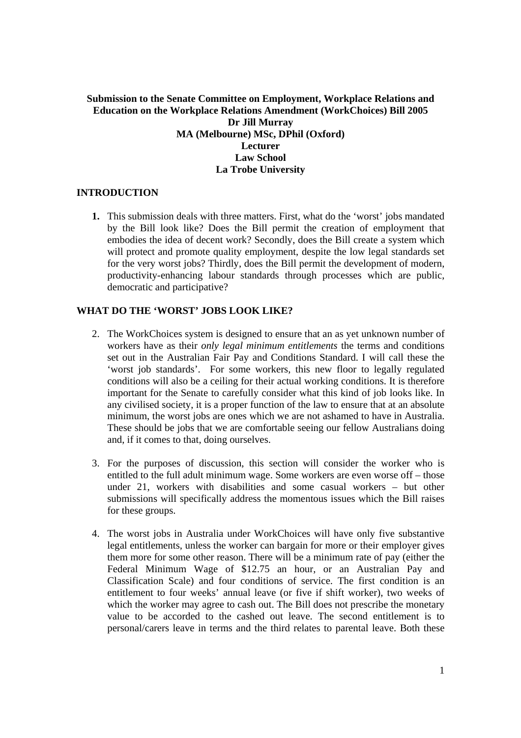**Submission to the Senate Committee on Employment, Workplace Relations and Education on the Workplace Relations Amendment (WorkChoices) Bill 2005**
**Dr Jill Murray**
**MA (Melbourne) MSc, DPhil (Oxford)**
**Lecturer**
**Law School**
**La Trobe University**

## INTRODUCTION

1. This submission deals with three matters. First, what do the 'worst' jobs mandated by the Bill look like? Does the Bill permit the creation of employment that embodies the idea of decent work? Secondly, does the Bill create a system which will protect and promote quality employment, despite the low legal standards set for the very worst jobs? Thirdly, does the Bill permit the development of modern, productivity-enhancing labour standards through processes which are public, democratic and participative?

## WHAT DO THE 'WORST' JOBS LOOK LIKE?

2. The WorkChoices system is designed to ensure that an as yet unknown number of workers have as their *only legal minimum entitlements* the terms and conditions set out in the Australian Fair Pay and Conditions Standard. I will call these the 'worst job standards'. For some workers, this new floor to legally regulated conditions will also be a ceiling for their actual working conditions. It is therefore important for the Senate to carefully consider what this kind of job looks like. In any civilised society, it is a proper function of the law to ensure that at an absolute minimum, the worst jobs are ones which we are not ashamed to have in Australia. These should be jobs that we are comfortable seeing our fellow Australians doing and, if it comes to that, doing ourselves.

3. For the purposes of discussion, this section will consider the worker who is entitled to the full adult minimum wage. Some workers are even worse off – those under 21, workers with disabilities and some casual workers – but other submissions will specifically address the momentous issues which the Bill raises for these groups.

4. The worst jobs in Australia under WorkChoices will have only five substantive legal entitlements, unless the worker can bargain for more or their employer gives them more for some other reason. There will be a minimum rate of pay (either the Federal Minimum Wage of $12.75 an hour, or an Australian Pay and Classification Scale) and four conditions of service. The first condition is an entitlement to four weeks' annual leave (or five if shift worker), two weeks of which the worker may agree to cash out. The Bill does not prescribe the monetary value to be accorded to the cashed out leave. The second entitlement is to personal/carers leave in terms and the third relates to parental leave. Both these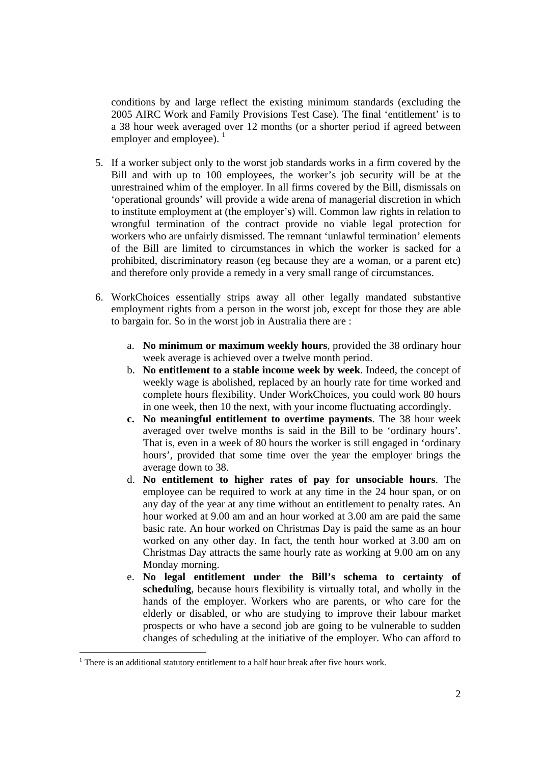conditions by and large reflect the existing minimum standards (excluding the 2005 AIRC Work and Family Provisions Test Case). The final 'entitlement' is to a 38 hour week averaged over 12 months (or a shorter period if agreed between employer and employee). [1]

5. If a worker subject only to the worst job standards works in a firm covered by the Bill and with up to 100 employees, the worker's job security will be at the unrestrained whim of the employer. In all firms covered by the Bill, dismissals on 'operational grounds' will provide a wide arena of managerial discretion in which to institute employment at (the employer's) will. Common law rights in relation to wrongful termination of the contract provide no viable legal protection for workers who are unfairly dismissed. The remnant 'unlawful termination' elements of the Bill are limited to circumstances in which the worker is sacked for a prohibited, discriminatory reason (eg because they are a woman, or a parent etc) and therefore only provide a remedy in a very small range of circumstances.

6. WorkChoices essentially strips away all other legally mandated substantive employment rights from a person in the worst job, except for those they are able to bargain for. So in the worst job in Australia there are :

   a. **No minimum or maximum weekly hours**, provided the 38 ordinary hour week average is achieved over a twelve month period.
   b. **No entitlement to a stable income week by week**. Indeed, the concept of weekly wage is abolished, replaced by an hourly rate for time worked and complete hours flexibility. Under WorkChoices, you could work 80 hours in one week, then 10 the next, with your income fluctuating accordingly.
   c. **No meaningful entitlement to overtime payments**. The 38 hour week averaged over twelve months is said in the Bill to be 'ordinary hours'. That is, even in a week of 80 hours the worker is still engaged in 'ordinary hours', provided that some time over the year the employer brings the average down to 38.
   d. **No entitlement to higher rates of pay for unsociable hours**. The employee can be required to work at any time in the 24 hour span, or on any day of the year at any time without an entitlement to penalty rates. An hour worked at 9.00 am and an hour worked at 3.00 am are paid the same basic rate. An hour worked on Christmas Day is paid the same as an hour worked on any other day. In fact, the tenth hour worked at 3.00 am on Christmas Day attracts the same hourly rate as working at 9.00 am on any Monday morning.
   e. **No legal entitlement under the Bill's schema to certainty of scheduling**, because hours flexibility is virtually total, and wholly in the hands of the employer. Workers who are parents, or who care for the elderly or disabled, or who are studying to improve their labour market prospects or who have a second job are going to be vulnerable to sudden changes of scheduling at the initiative of the employer. Who can afford to

[1] There is an additional statutory entitlement to a half hour break after five hours work.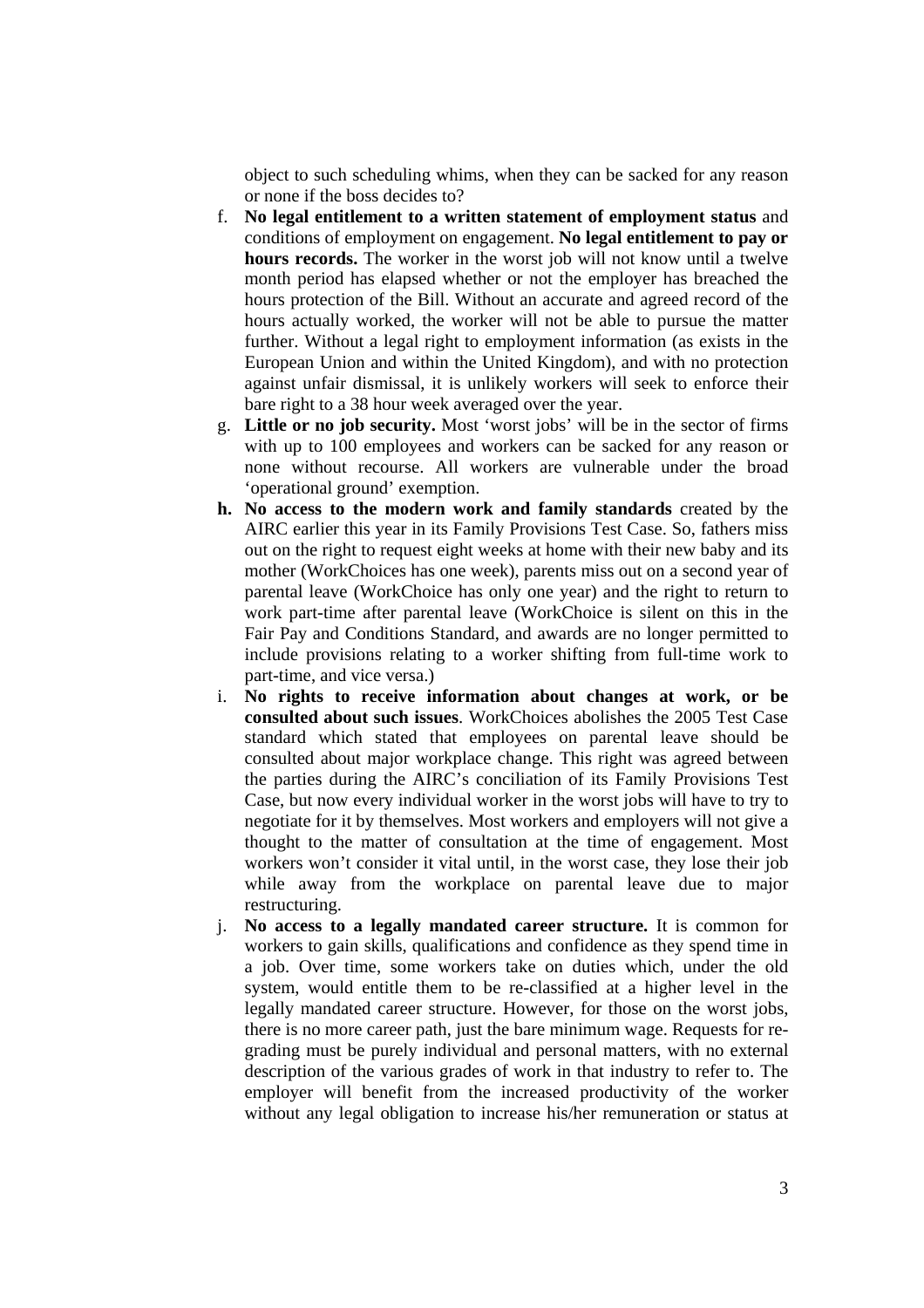object to such scheduling whims, when they can be sacked for any reason or none if the boss decides to?

f. **No legal entitlement to a written statement of employment status** and conditions of employment on engagement. **No legal entitlement to pay or hours records.** The worker in the worst job will not know until a twelve month period has elapsed whether or not the employer has breached the hours protection of the Bill. Without an accurate and agreed record of the hours actually worked, the worker will not be able to pursue the matter further. Without a legal right to employment information (as exists in the European Union and within the United Kingdom), and with no protection against unfair dismissal, it is unlikely workers will seek to enforce their bare right to a 38 hour week averaged over the year.

g. **Little or no job security.** Most 'worst jobs' will be in the sector of firms with up to 100 employees and workers can be sacked for any reason or none without recourse. All workers are vulnerable under the broad 'operational ground' exemption.

h. **No access to the modern work and family standards** created by the AIRC earlier this year in its Family Provisions Test Case. So, fathers miss out on the right to request eight weeks at home with their new baby and its mother (WorkChoices has one week), parents miss out on a second year of parental leave (WorkChoice has only one year) and the right to return to work part-time after parental leave (WorkChoice is silent on this in the Fair Pay and Conditions Standard, and awards are no longer permitted to include provisions relating to a worker shifting from full-time work to part-time, and vice versa.)

i. **No rights to receive information about changes at work, or be consulted about such issues**. WorkChoices abolishes the 2005 Test Case standard which stated that employees on parental leave should be consulted about major workplace change. This right was agreed between the parties during the AIRC's conciliation of its Family Provisions Test Case, but now every individual worker in the worst jobs will have to try to negotiate for it by themselves. Most workers and employers will not give a thought to the matter of consultation at the time of engagement. Most workers won't consider it vital until, in the worst case, they lose their job while away from the workplace on parental leave due to major restructuring.

j. **No access to a legally mandated career structure.** It is common for workers to gain skills, qualifications and confidence as they spend time in a job. Over time, some workers take on duties which, under the old system, would entitle them to be re-classified at a higher level in the legally mandated career structure. However, for those on the worst jobs, there is no more career path, just the bare minimum wage. Requests for re-grading must be purely individual and personal matters, with no external description of the various grades of work in that industry to refer to. The employer will benefit from the increased productivity of the worker without any legal obligation to increase his/her remuneration or status at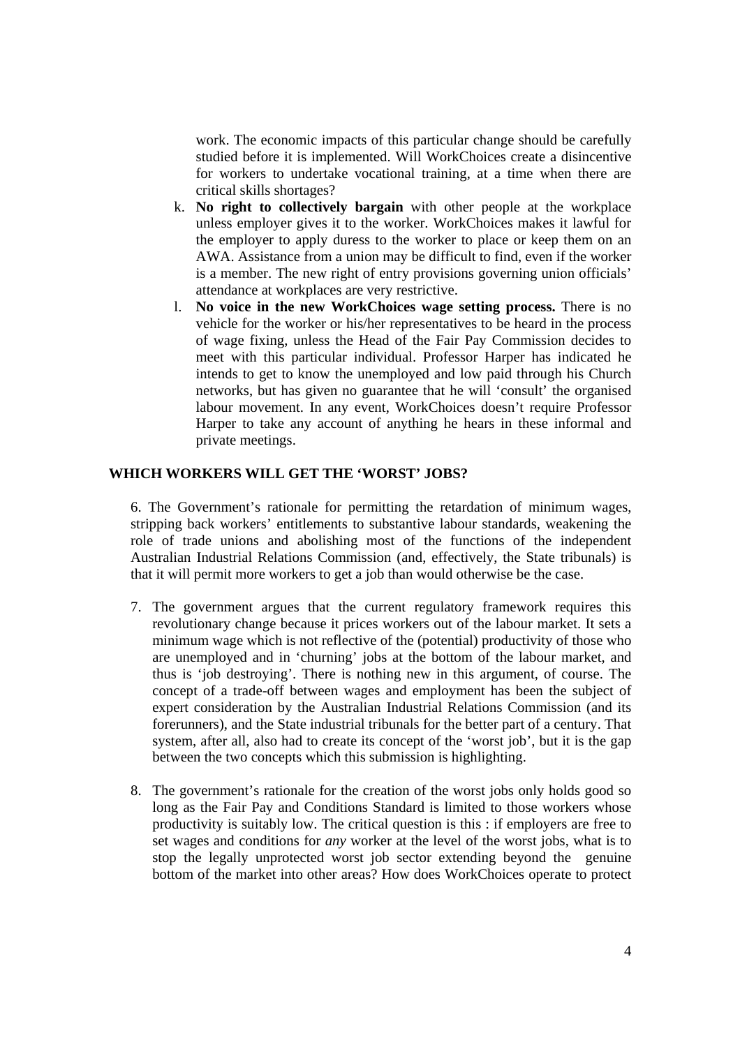work. The economic impacts of this particular change should be carefully studied before it is implemented. Will WorkChoices create a disincentive for workers to undertake vocational training, at a time when there are critical skills shortages?

k. **No right to collectively bargain** with other people at the workplace unless employer gives it to the worker. WorkChoices makes it lawful for the employer to apply duress to the worker to place or keep them on an AWA. Assistance from a union may be difficult to find, even if the worker is a member. The new right of entry provisions governing union officials' attendance at workplaces are very restrictive.

l. **No voice in the new WorkChoices wage setting process.** There is no vehicle for the worker or his/her representatives to be heard in the process of wage fixing, unless the Head of the Fair Pay Commission decides to meet with this particular individual. Professor Harper has indicated he intends to get to know the unemployed and low paid through his Church networks, but has given no guarantee that he will 'consult' the organised labour movement. In any event, WorkChoices doesn't require Professor Harper to take any account of anything he hears in these informal and private meetings.

## WHICH WORKERS WILL GET THE 'WORST' JOBS?

6. The Government's rationale for permitting the retardation of minimum wages, stripping back workers' entitlements to substantive labour standards, weakening the role of trade unions and abolishing most of the functions of the independent Australian Industrial Relations Commission (and, effectively, the State tribunals) is that it will permit more workers to get a job than would otherwise be the case.

7. The government argues that the current regulatory framework requires this revolutionary change because it prices workers out of the labour market. It sets a minimum wage which is not reflective of the (potential) productivity of those who are unemployed and in 'churning' jobs at the bottom of the labour market, and thus is 'job destroying'. There is nothing new in this argument, of course. The concept of a trade-off between wages and employment has been the subject of expert consideration by the Australian Industrial Relations Commission (and its forerunners), and the State industrial tribunals for the better part of a century. That system, after all, also had to create its concept of the 'worst job', but it is the gap between the two concepts which this submission is highlighting.

8. The government's rationale for the creation of the worst jobs only holds good so long as the Fair Pay and Conditions Standard is limited to those workers whose productivity is suitably low. The critical question is this : if employers are free to set wages and conditions for *any* worker at the level of the worst jobs, what is to stop the legally unprotected worst job sector extending beyond the genuine bottom of the market into other areas? How does WorkChoices operate to protect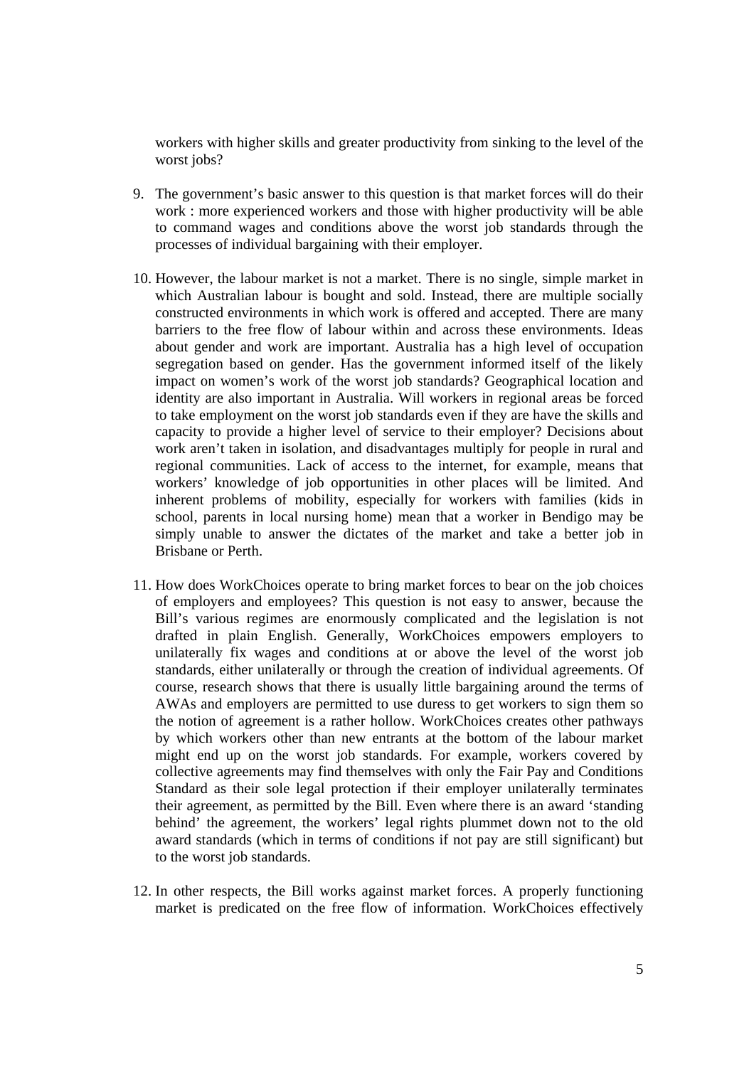workers with higher skills and greater productivity from sinking to the level of the worst jobs?

9. The government's basic answer to this question is that market forces will do their work : more experienced workers and those with higher productivity will be able to command wages and conditions above the worst job standards through the processes of individual bargaining with their employer.

10. However, the labour market is not a market. There is no single, simple market in which Australian labour is bought and sold. Instead, there are multiple socially constructed environments in which work is offered and accepted. There are many barriers to the free flow of labour within and across these environments. Ideas about gender and work are important. Australia has a high level of occupation segregation based on gender. Has the government informed itself of the likely impact on women's work of the worst job standards? Geographical location and identity are also important in Australia. Will workers in regional areas be forced to take employment on the worst job standards even if they are have the skills and capacity to provide a higher level of service to their employer? Decisions about work aren't taken in isolation, and disadvantages multiply for people in rural and regional communities. Lack of access to the internet, for example, means that workers' knowledge of job opportunities in other places will be limited. And inherent problems of mobility, especially for workers with families (kids in school, parents in local nursing home) mean that a worker in Bendigo may be simply unable to answer the dictates of the market and take a better job in Brisbane or Perth.

11. How does WorkChoices operate to bring market forces to bear on the job choices of employers and employees? This question is not easy to answer, because the Bill's various regimes are enormously complicated and the legislation is not drafted in plain English. Generally, WorkChoices empowers employers to unilaterally fix wages and conditions at or above the level of the worst job standards, either unilaterally or through the creation of individual agreements. Of course, research shows that there is usually little bargaining around the terms of AWAs and employers are permitted to use duress to get workers to sign them so the notion of agreement is a rather hollow. WorkChoices creates other pathways by which workers other than new entrants at the bottom of the labour market might end up on the worst job standards. For example, workers covered by collective agreements may find themselves with only the Fair Pay and Conditions Standard as their sole legal protection if their employer unilaterally terminates their agreement, as permitted by the Bill. Even where there is an award 'standing behind' the agreement, the workers' legal rights plummet down not to the old award standards (which in terms of conditions if not pay are still significant) but to the worst job standards.

12. In other respects, the Bill works against market forces. A properly functioning market is predicated on the free flow of information. WorkChoices effectively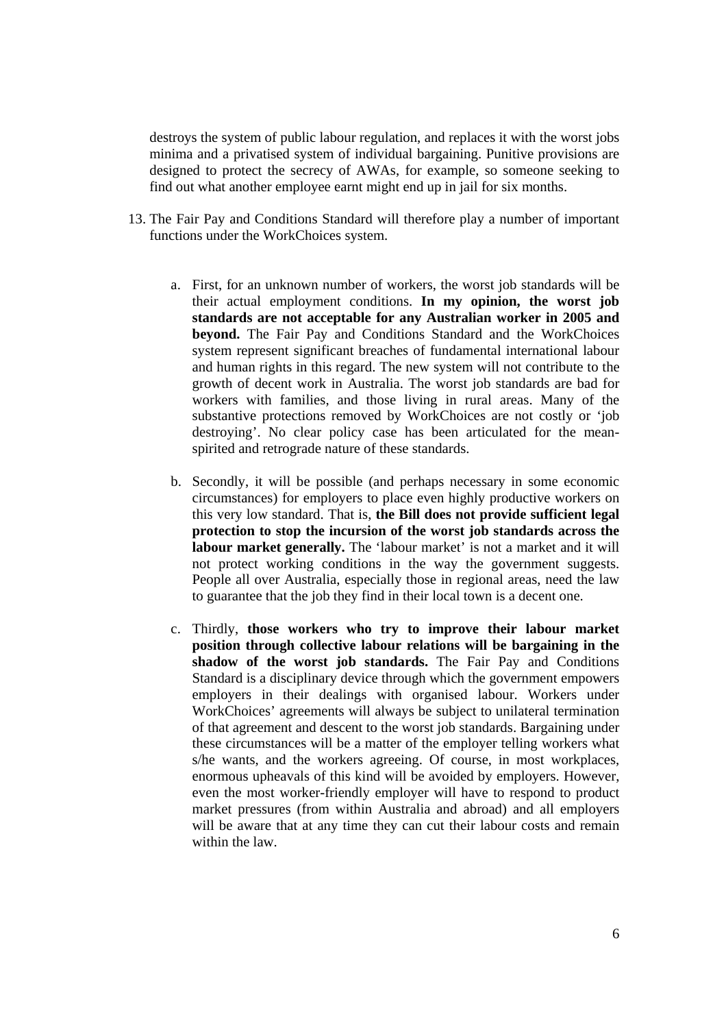destroys the system of public labour regulation, and replaces it with the worst jobs minima and a privatised system of individual bargaining. Punitive provisions are designed to protect the secrecy of AWAs, for example, so someone seeking to find out what another employee earnt might end up in jail for six months.

13. The Fair Pay and Conditions Standard will therefore play a number of important functions under the WorkChoices system.

    a. First, for an unknown number of workers, the worst job standards will be their actual employment conditions. **In my opinion, the worst job standards are not acceptable for any Australian worker in 2005 and beyond.** The Fair Pay and Conditions Standard and the WorkChoices system represent significant breaches of fundamental international labour and human rights in this regard. The new system will not contribute to the growth of decent work in Australia. The worst job standards are bad for workers with families, and those living in rural areas. Many of the substantive protections removed by WorkChoices are not costly or 'job destroying'. No clear policy case has been articulated for the mean-spirited and retrograde nature of these standards.

    b. Secondly, it will be possible (and perhaps necessary in some economic circumstances) for employers to place even highly productive workers on this very low standard. That is, **the Bill does not provide sufficient legal protection to stop the incursion of the worst job standards across the labour market generally.** The 'labour market' is not a market and it will not protect working conditions in the way the government suggests. People all over Australia, especially those in regional areas, need the law to guarantee that the job they find in their local town is a decent one.

    c. Thirdly, **those workers who try to improve their labour market position through collective labour relations will be bargaining in the shadow of the worst job standards.** The Fair Pay and Conditions Standard is a disciplinary device through which the government empowers employers in their dealings with organised labour. Workers under WorkChoices' agreements will always be subject to unilateral termination of that agreement and descent to the worst job standards. Bargaining under these circumstances will be a matter of the employer telling workers what s/he wants, and the workers agreeing. Of course, in most workplaces, enormous upheavals of this kind will be avoided by employers. However, even the most worker-friendly employer will have to respond to product market pressures (from within Australia and abroad) and all employers will be aware that at any time they can cut their labour costs and remain within the law.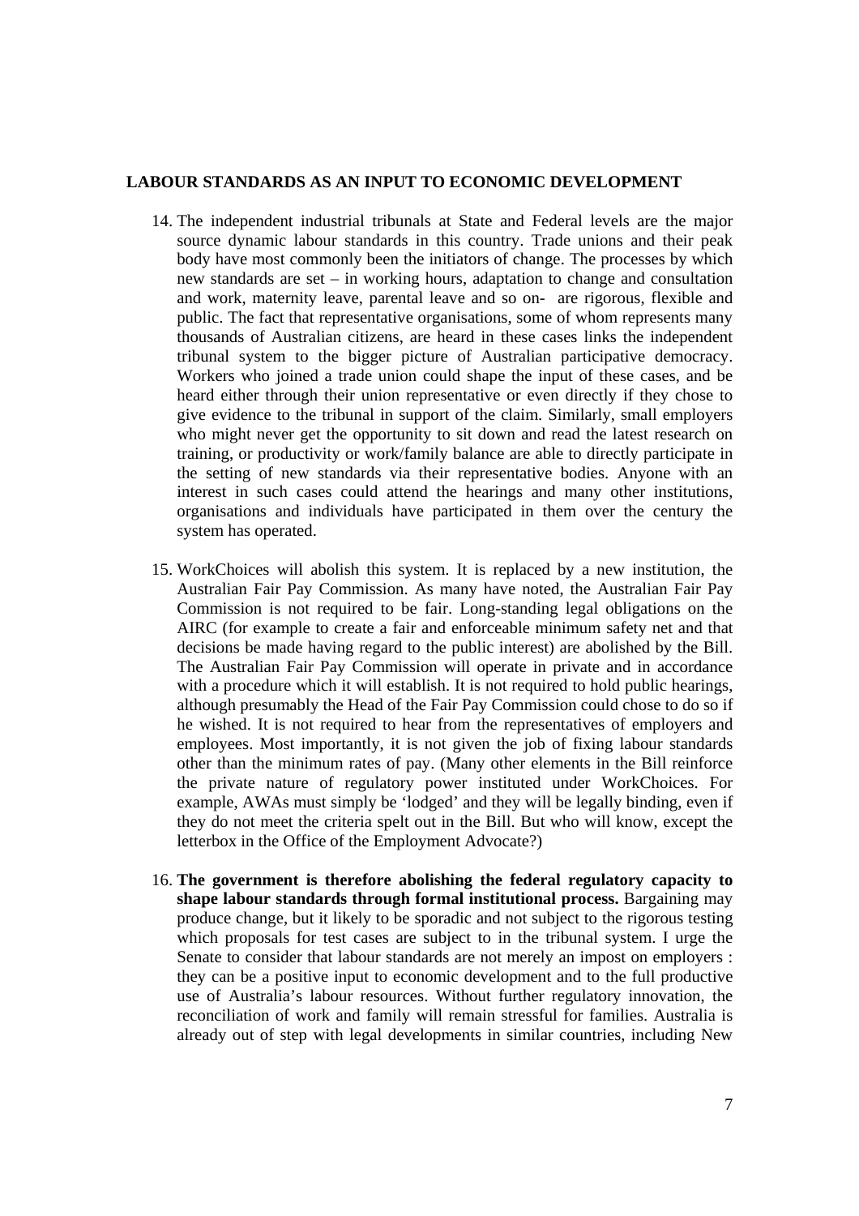**LABOUR STANDARDS AS AN INPUT TO ECONOMIC DEVELOPMENT**

14. The independent industrial tribunals at State and Federal levels are the major source dynamic labour standards in this country. Trade unions and their peak body have most commonly been the initiators of change. The processes by which new standards are set – in working hours, adaptation to change and consultation and work, maternity leave, parental leave and so on- are rigorous, flexible and public. The fact that representative organisations, some of whom represents many thousands of Australian citizens, are heard in these cases links the independent tribunal system to the bigger picture of Australian participative democracy. Workers who joined a trade union could shape the input of these cases, and be heard either through their union representative or even directly if they chose to give evidence to the tribunal in support of the claim. Similarly, small employers who might never get the opportunity to sit down and read the latest research on training, or productivity or work/family balance are able to directly participate in the setting of new standards via their representative bodies. Anyone with an interest in such cases could attend the hearings and many other institutions, organisations and individuals have participated in them over the century the system has operated.

15. WorkChoices will abolish this system. It is replaced by a new institution, the Australian Fair Pay Commission. As many have noted, the Australian Fair Pay Commission is not required to be fair. Long-standing legal obligations on the AIRC (for example to create a fair and enforceable minimum safety net and that decisions be made having regard to the public interest) are abolished by the Bill. The Australian Fair Pay Commission will operate in private and in accordance with a procedure which it will establish. It is not required to hold public hearings, although presumably the Head of the Fair Pay Commission could chose to do so if he wished. It is not required to hear from the representatives of employers and employees. Most importantly, it is not given the job of fixing labour standards other than the minimum rates of pay. (Many other elements in the Bill reinforce the private nature of regulatory power instituted under WorkChoices. For example, AWAs must simply be 'lodged' and they will be legally binding, even if they do not meet the criteria spelt out in the Bill. But who will know, except the letterbox in the Office of the Employment Advocate?)

16. **The government is therefore abolishing the federal regulatory capacity to shape labour standards through formal institutional process.** Bargaining may produce change, but it likely to be sporadic and not subject to the rigorous testing which proposals for test cases are subject to in the tribunal system. I urge the Senate to consider that labour standards are not merely an impost on employers : they can be a positive input to economic development and to the full productive use of Australia's labour resources. Without further regulatory innovation, the reconciliation of work and family will remain stressful for families. Australia is already out of step with legal developments in similar countries, including New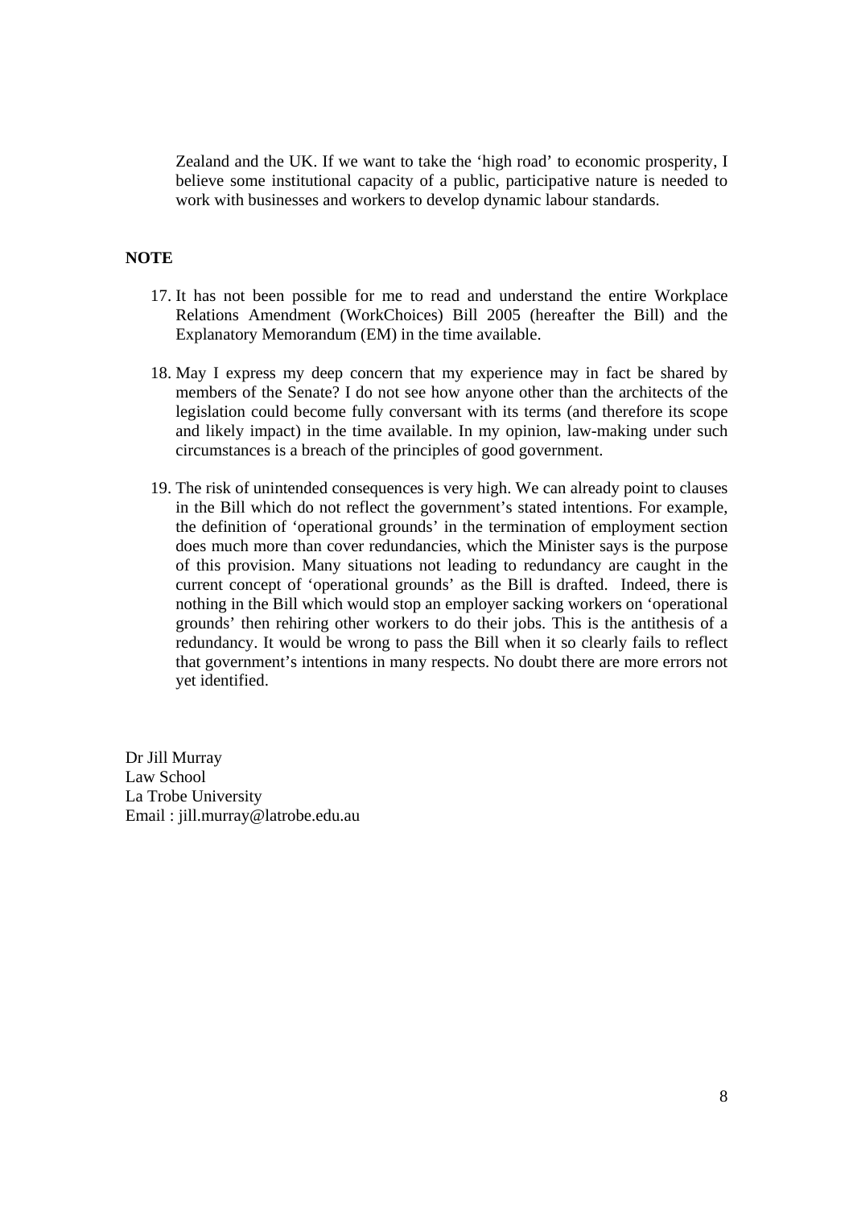Zealand and the UK. If we want to take the 'high road' to economic prosperity, I believe some institutional capacity of a public, participative nature is needed to work with businesses and workers to develop dynamic labour standards.

**NOTE**

17. It has not been possible for me to read and understand the entire Workplace Relations Amendment (WorkChoices) Bill 2005 (hereafter the Bill) and the Explanatory Memorandum (EM) in the time available.

18. May I express my deep concern that my experience may in fact be shared by members of the Senate? I do not see how anyone other than the architects of the legislation could become fully conversant with its terms (and therefore its scope and likely impact) in the time available. In my opinion, law-making under such circumstances is a breach of the principles of good government.

19. The risk of unintended consequences is very high. We can already point to clauses in the Bill which do not reflect the government's stated intentions. For example, the definition of 'operational grounds' in the termination of employment section does much more than cover redundancies, which the Minister says is the purpose of this provision. Many situations not leading to redundancy are caught in the current concept of 'operational grounds' as the Bill is drafted. Indeed, there is nothing in the Bill which would stop an employer sacking workers on 'operational grounds' then rehiring other workers to do their jobs. This is the antithesis of a redundancy. It would be wrong to pass the Bill when it so clearly fails to reflect that government's intentions in many respects. No doubt there are more errors not yet identified.

Dr Jill Murray
Law School
La Trobe University
Email : jill.murray@latrobe.edu.au